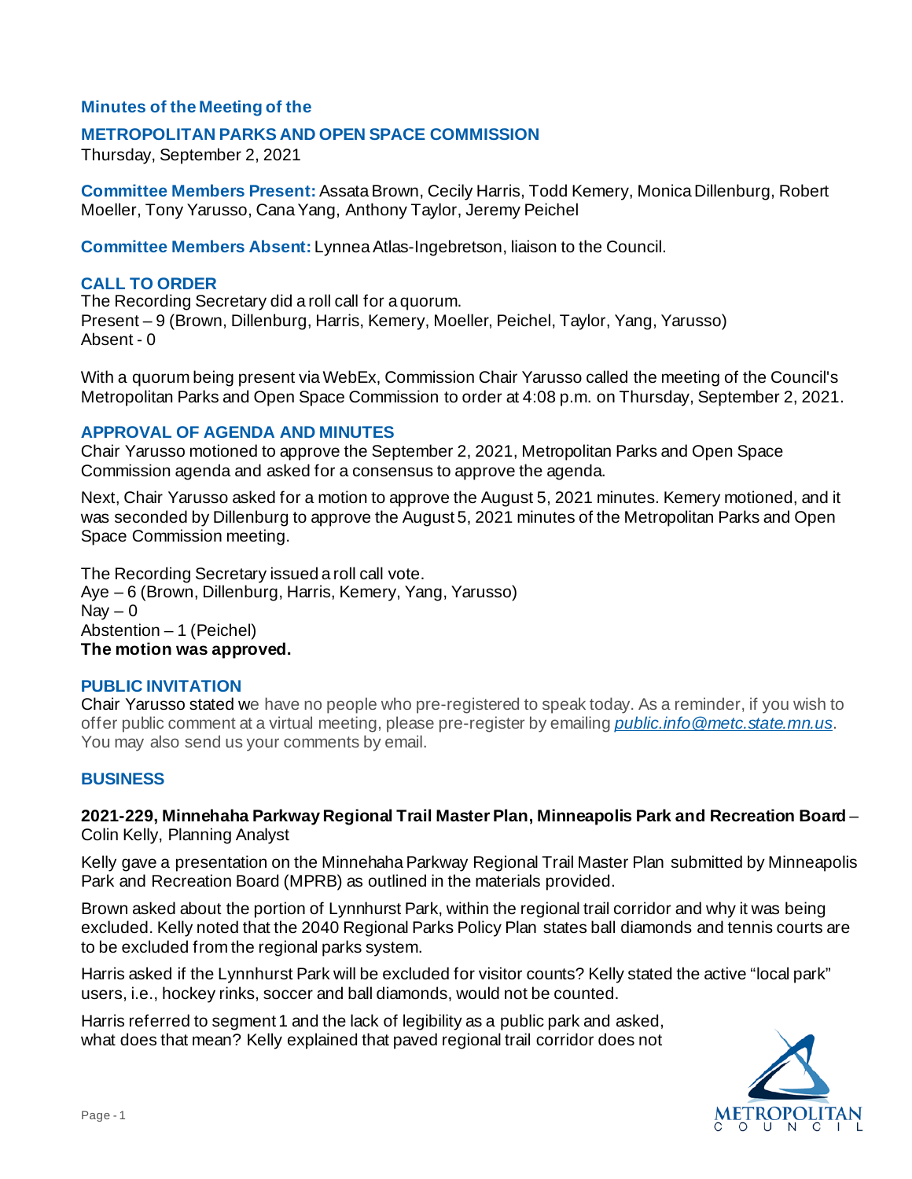## Minutes of the Meeting of the

## METROPOLITAN PARKS AND OPEN SPACE COMMISSION

Thursday, September 2, 2021

**Committee Members Present:** Assata Brown, Cecily Harris, Todd Kemery, Monica Dillenburg, Robert Moeller, Tony Yarusso, Cana Yang, Anthony Taylor, Jeremy Peichel

**Committee Members Absent:** Lynnea Atlas-Ingebretson, liaison to the Council.

### CALL TO ORDER

The Recording Secretary did a roll call for a quorum.
Present – 9 (Brown, Dillenburg, Harris, Kemery, Moeller, Peichel, Taylor, Yang, Yarusso)
Absent - 0

With a quorum being present via WebEx, Commission Chair Yarusso called the meeting of the Council's Metropolitan Parks and Open Space Commission to order at 4:08 p.m. on Thursday, September 2, 2021.

### APPROVAL OF AGENDA AND MINUTES

Chair Yarusso motioned to approve the September 2, 2021, Metropolitan Parks and Open Space Commission agenda and asked for a consensus to approve the agenda.

Next, Chair Yarusso asked for a motion to approve the August 5, 2021 minutes. Kemery motioned, and it was seconded by Dillenburg to approve the August 5, 2021 minutes of the Metropolitan Parks and Open Space Commission meeting.

The Recording Secretary issued a roll call vote.
Aye – 6 (Brown, Dillenburg, Harris, Kemery, Yang, Yarusso)
Nay – 0
Abstention – 1 (Peichel)
**The motion was approved.**

### PUBLIC INVITATION

Chair Yarusso stated we have no people who pre-registered to speak today. As a reminder, if you wish to offer public comment at a virtual meeting, please pre-register by emailing *public.info@metc.state.mn.us*. You may also send us your comments by email.

### BUSINESS

**2021-229, Minnehaha Parkway Regional Trail Master Plan, Minneapolis Park and Recreation Board** – Colin Kelly, Planning Analyst

Kelly gave a presentation on the Minnehaha Parkway Regional Trail Master Plan submitted by Minneapolis Park and Recreation Board (MPRB) as outlined in the materials provided.

Brown asked about the portion of Lynnhurst Park, within the regional trail corridor and why it was being excluded. Kelly noted that the 2040 Regional Parks Policy Plan states ball diamonds and tennis courts are to be excluded from the regional parks system.

Harris asked if the Lynnhurst Park will be excluded for visitor counts? Kelly stated the active "local park" users, i.e., hockey rinks, soccer and ball diamonds, would not be counted.

Harris referred to segment 1 and the lack of legibility as a public park and asked, what does that mean? Kelly explained that paved regional trail corridor does not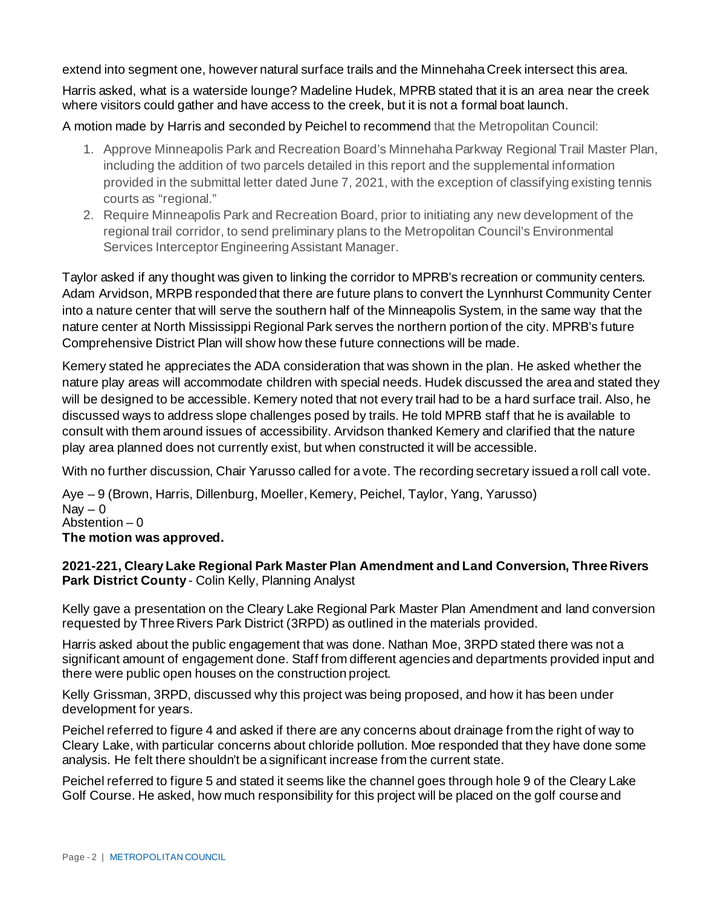extend into segment one, however natural surface trails and the Minnehaha Creek intersect this area.

Harris asked, what is a waterside lounge? Madeline Hudek, MPRB stated that it is an area near the creek where visitors could gather and have access to the creek, but it is not a formal boat launch.

A motion made by Harris and seconded by Peichel to recommend that the Metropolitan Council:

1. Approve Minneapolis Park and Recreation Board's Minnehaha Parkway Regional Trail Master Plan, including the addition of two parcels detailed in this report and the supplemental information provided in the submittal letter dated June 7, 2021, with the exception of classifying existing tennis courts as "regional."
2. Require Minneapolis Park and Recreation Board, prior to initiating any new development of the regional trail corridor, to send preliminary plans to the Metropolitan Council's Environmental Services Interceptor Engineering Assistant Manager.

Taylor asked if any thought was given to linking the corridor to MPRB's recreation or community centers. Adam Arvidson, MRPB responded that there are future plans to convert the Lynnhurst Community Center into a nature center that will serve the southern half of the Minneapolis System, in the same way that the nature center at North Mississippi Regional Park serves the northern portion of the city. MPRB's future Comprehensive District Plan will show how these future connections will be made.

Kemery stated he appreciates the ADA consideration that was shown in the plan. He asked whether the nature play areas will accommodate children with special needs. Hudek discussed the area and stated they will be designed to be accessible. Kemery noted that not every trail had to be a hard surface trail. Also, he discussed ways to address slope challenges posed by trails. He told MPRB staff that he is available to consult with them around issues of accessibility. Arvidson thanked Kemery and clarified that the nature play area planned does not currently exist, but when constructed it will be accessible.

With no further discussion, Chair Yarusso called for a vote. The recording secretary issued a roll call vote.

Aye – 9 (Brown, Harris, Dillenburg, Moeller, Kemery, Peichel, Taylor, Yang, Yarusso)
Nay – 0
Abstention – 0
**The motion was approved.**

**2021-221, Cleary Lake Regional Park Master Plan Amendment and Land Conversion, Three Rivers Park District County** - Colin Kelly, Planning Analyst

Kelly gave a presentation on the Cleary Lake Regional Park Master Plan Amendment and land conversion requested by Three Rivers Park District (3RPD) as outlined in the materials provided.

Harris asked about the public engagement that was done. Nathan Moe, 3RPD stated there was not a significant amount of engagement done. Staff from different agencies and departments provided input and there were public open houses on the construction project.

Kelly Grissman, 3RPD, discussed why this project was being proposed, and how it has been under development for years.

Peichel referred to figure 4 and asked if there are any concerns about drainage from the right of way to Cleary Lake, with particular concerns about chloride pollution. Moe responded that they have done some analysis. He felt there shouldn't be a significant increase from the current state.

Peichel referred to figure 5 and stated it seems like the channel goes through hole 9 of the Cleary Lake Golf Course. He asked, how much responsibility for this project will be placed on the golf course and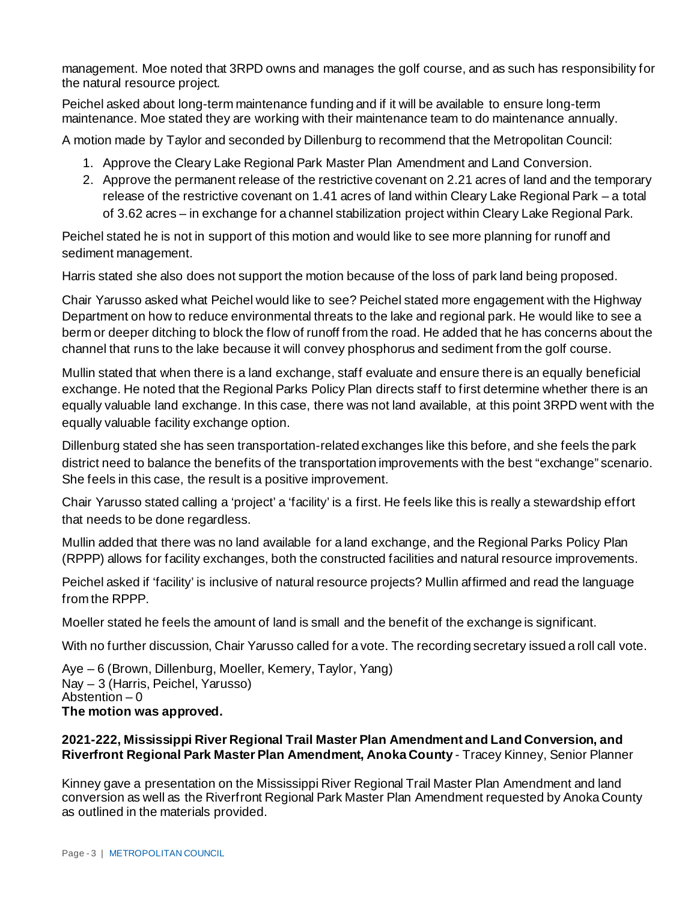management. Moe noted that 3RPD owns and manages the golf course, and as such has responsibility for the natural resource project.

Peichel asked about long-term maintenance funding and if it will be available to ensure long-term maintenance. Moe stated they are working with their maintenance team to do maintenance annually.

A motion made by Taylor and seconded by Dillenburg to recommend that the Metropolitan Council:

1. Approve the Cleary Lake Regional Park Master Plan Amendment and Land Conversion.
2. Approve the permanent release of the restrictive covenant on 2.21 acres of land and the temporary release of the restrictive covenant on 1.41 acres of land within Cleary Lake Regional Park – a total of 3.62 acres – in exchange for a channel stabilization project within Cleary Lake Regional Park.

Peichel stated he is not in support of this motion and would like to see more planning for runoff and sediment management.

Harris stated she also does not support the motion because of the loss of park land being proposed.

Chair Yarusso asked what Peichel would like to see? Peichel stated more engagement with the Highway Department on how to reduce environmental threats to the lake and regional park. He would like to see a berm or deeper ditching to block the flow of runoff from the road. He added that he has concerns about the channel that runs to the lake because it will convey phosphorus and sediment from the golf course.

Mullin stated that when there is a land exchange, staff evaluate and ensure there is an equally beneficial exchange. He noted that the Regional Parks Policy Plan directs staff to first determine whether there is an equally valuable land exchange. In this case, there was not land available, at this point 3RPD went with the equally valuable facility exchange option.

Dillenburg stated she has seen transportation-related exchanges like this before, and she feels the park district need to balance the benefits of the transportation improvements with the best "exchange" scenario. She feels in this case, the result is a positive improvement.

Chair Yarusso stated calling a 'project' a 'facility' is a first. He feels like this is really a stewardship effort that needs to be done regardless.

Mullin added that there was no land available for a land exchange, and the Regional Parks Policy Plan (RPPP) allows for facility exchanges, both the constructed facilities and natural resource improvements.

Peichel asked if 'facility' is inclusive of natural resource projects? Mullin affirmed and read the language from the RPPP.

Moeller stated he feels the amount of land is small and the benefit of the exchange is significant.

With no further discussion, Chair Yarusso called for a vote. The recording secretary issued a roll call vote.

Aye – 6 (Brown, Dillenburg, Moeller, Kemery, Taylor, Yang)
Nay – 3 (Harris, Peichel, Yarusso)
Abstention – 0
**The motion was approved.**

**2021-222, Mississippi River Regional Trail Master Plan Amendment and Land Conversion, and Riverfront Regional Park Master Plan Amendment, Anoka County** - Tracey Kinney, Senior Planner

Kinney gave a presentation on the Mississippi River Regional Trail Master Plan Amendment and land conversion as well as the Riverfront Regional Park Master Plan Amendment requested by Anoka County as outlined in the materials provided.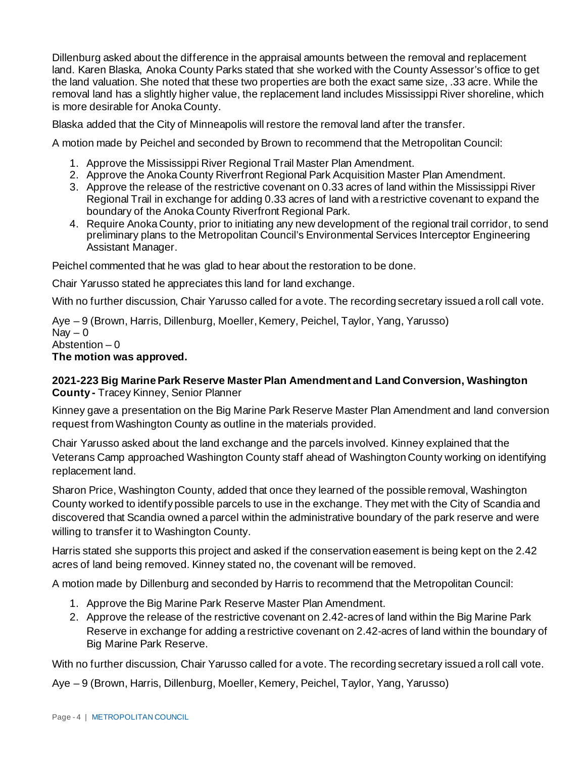Dillenburg asked about the difference in the appraisal amounts between the removal and replacement land. Karen Blaska, Anoka County Parks stated that she worked with the County Assessor's office to get the land valuation. She noted that these two properties are both the exact same size, .33 acre. While the removal land has a slightly higher value, the replacement land includes Mississippi River shoreline, which is more desirable for Anoka County.

Blaska added that the City of Minneapolis will restore the removal land after the transfer.

A motion made by Peichel and seconded by Brown to recommend that the Metropolitan Council:

1. Approve the Mississippi River Regional Trail Master Plan Amendment.
2. Approve the Anoka County Riverfront Regional Park Acquisition Master Plan Amendment.
3. Approve the release of the restrictive covenant on 0.33 acres of land within the Mississippi River Regional Trail in exchange for adding 0.33 acres of land with a restrictive covenant to expand the boundary of the Anoka County Riverfront Regional Park.
4. Require Anoka County, prior to initiating any new development of the regional trail corridor, to send preliminary plans to the Metropolitan Council's Environmental Services Interceptor Engineering Assistant Manager.

Peichel commented that he was glad to hear about the restoration to be done.

Chair Yarusso stated he appreciates this land for land exchange.

With no further discussion, Chair Yarusso called for a vote. The recording secretary issued a roll call vote.

Aye – 9 (Brown, Harris, Dillenburg, Moeller, Kemery, Peichel, Taylor, Yang, Yarusso)
Nay – 0
Abstention – 0
**The motion was approved.**

**2021-223 Big Marine Park Reserve Master Plan Amendment and Land Conversion, Washington County -** Tracey Kinney, Senior Planner

Kinney gave a presentation on the Big Marine Park Reserve Master Plan Amendment and land conversion request from Washington County as outline in the materials provided.

Chair Yarusso asked about the land exchange and the parcels involved. Kinney explained that the Veterans Camp approached Washington County staff ahead of Washington County working on identifying replacement land.

Sharon Price, Washington County, added that once they learned of the possible removal, Washington County worked to identify possible parcels to use in the exchange. They met with the City of Scandia and discovered that Scandia owned a parcel within the administrative boundary of the park reserve and were willing to transfer it to Washington County.

Harris stated she supports this project and asked if the conservation easement is being kept on the 2.42 acres of land being removed. Kinney stated no, the covenant will be removed.

A motion made by Dillenburg and seconded by Harris to recommend that the Metropolitan Council:

1. Approve the Big Marine Park Reserve Master Plan Amendment.
2. Approve the release of the restrictive covenant on 2.42-acres of land within the Big Marine Park Reserve in exchange for adding a restrictive covenant on 2.42-acres of land within the boundary of Big Marine Park Reserve.

With no further discussion, Chair Yarusso called for a vote. The recording secretary issued a roll call vote.

Aye – 9 (Brown, Harris, Dillenburg, Moeller, Kemery, Peichel, Taylor, Yang, Yarusso)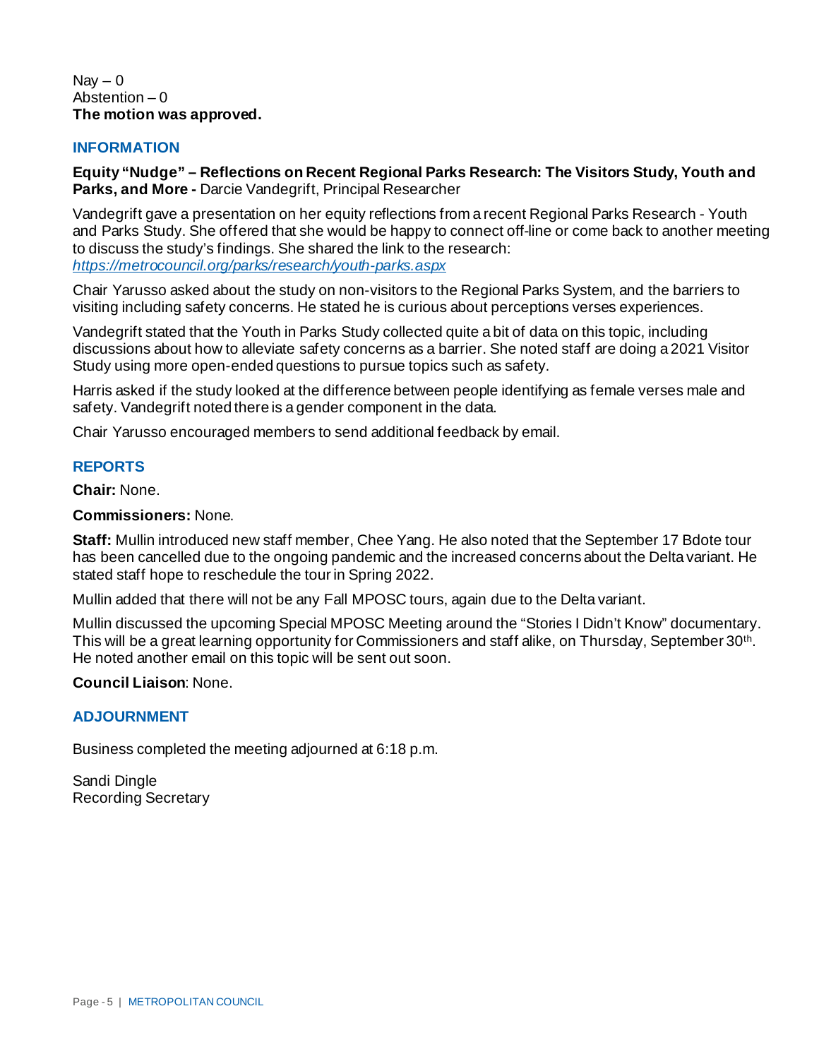Nay – 0
Abstention – 0
**The motion was approved.**

## INFORMATION

**Equity "Nudge" – Reflections on Recent Regional Parks Research: The Visitors Study, Youth and Parks, and More -** Darcie Vandegrift, Principal Researcher

Vandegrift gave a presentation on her equity reflections from a recent Regional Parks Research - Youth and Parks Study. She offered that she would be happy to connect off-line or come back to another meeting to discuss the study's findings. She shared the link to the research: *https://metrocouncil.org/parks/research/youth-parks.aspx*

Chair Yarusso asked about the study on non-visitors to the Regional Parks System, and the barriers to visiting including safety concerns. He stated he is curious about perceptions verses experiences.

Vandegrift stated that the Youth in Parks Study collected quite a bit of data on this topic, including discussions about how to alleviate safety concerns as a barrier. She noted staff are doing a 2021 Visitor Study using more open-ended questions to pursue topics such as safety.

Harris asked if the study looked at the difference between people identifying as female verses male and safety. Vandegrift noted there is a gender component in the data.

Chair Yarusso encouraged members to send additional feedback by email.

## REPORTS

**Chair:** None.

**Commissioners:** None.

**Staff:** Mullin introduced new staff member, Chee Yang. He also noted that the September 17 Bdote tour has been cancelled due to the ongoing pandemic and the increased concerns about the Delta variant. He stated staff hope to reschedule the tour in Spring 2022.

Mullin added that there will not be any Fall MPOSC tours, again due to the Delta variant.

Mullin discussed the upcoming Special MPOSC Meeting around the "Stories I Didn't Know" documentary. This will be a great learning opportunity for Commissioners and staff alike, on Thursday, September 30th. He noted another email on this topic will be sent out soon.

**Council Liaison**: None.

## ADJOURNMENT

Business completed the meeting adjourned at 6:18 p.m.

Sandi Dingle
Recording Secretary